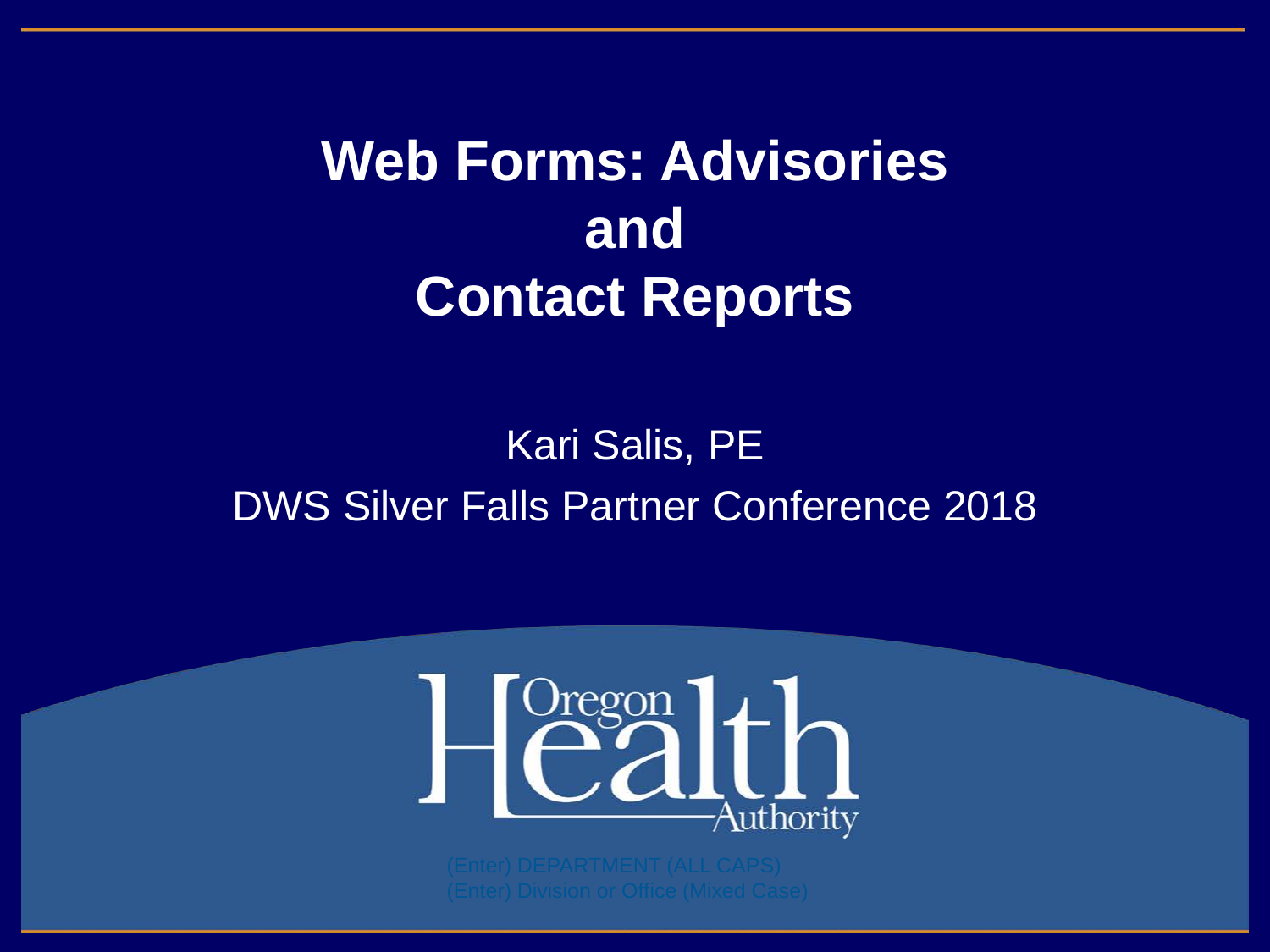# Web Forms: Advisories and Contact Reports

Kari Salis, PE

DWS Silver Falls Partner Conference 2018

Oregon Health Authority

(Enter) DEPARTMENT (ALL CAPS)

(Enter) Division or Office (Mixed Case)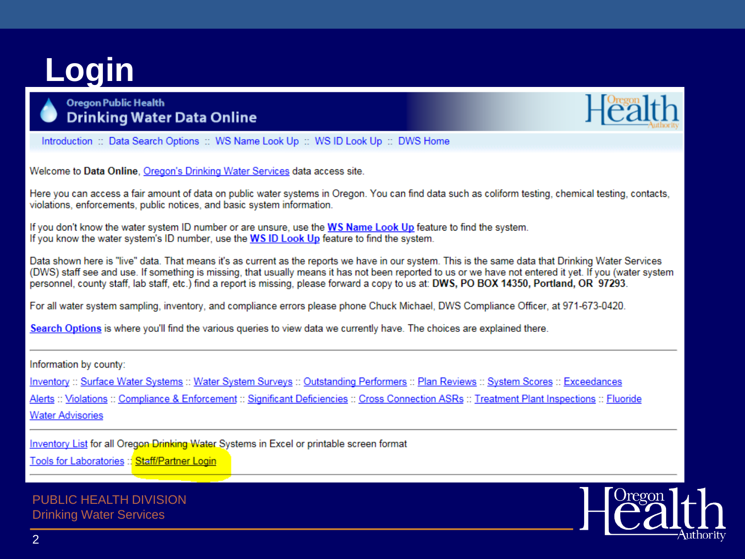# Login

**Oregon Public Health**
**Drinking Water Data Online**

Introduction :: Data Search Options :: WS Name Look Up :: WS ID Look Up :: DWS Home

Welcome to **Data Online**, Oregon's Drinking Water Services data access site.

Here you can access a fair amount of data on public water systems in Oregon. You can find data such as coliform testing, chemical testing, contacts, violations, enforcements, public notices, and basic system information.

If you don't know the water system ID number or are unsure, use the **WS Name Look Up** feature to find the system.
If you know the water system's ID number, use the **WS ID Look Up** feature to find the system.

Data shown here is "live" data. That means it's as current as the reports we have in our system. This is the same data that Drinking Water Services (DWS) staff see and use. If something is missing, that usually means it has not been reported to us or we have not entered it yet. If you (water system personnel, county staff, lab staff, etc.) find a report is missing, please forward a copy to us at: **DWS, PO BOX 14350, Portland, OR 97293**.

For all water system sampling, inventory, and compliance errors please phone Chuck Michael, DWS Compliance Officer, at 971-673-0420.

**Search Options** is where you'll find the various queries to view data we currently have. The choices are explained there.

---

Information by county:

Inventory :: Surface Water Systems :: Water System Surveys :: Outstanding Performers :: Plan Reviews :: System Scores :: Exceedances

Alerts :: Violations :: Compliance & Enforcement :: Significant Deficiencies :: Cross Connection ASRs :: Treatment Plant Inspections :: Fluoride

Water Advisories

---

Inventory List for all Oregon Drinking Water Systems in Excel or printable screen format

Tools for Laboratories :: Staff/Partner Login

PUBLIC HEALTH DIVISION
Drinking Water Services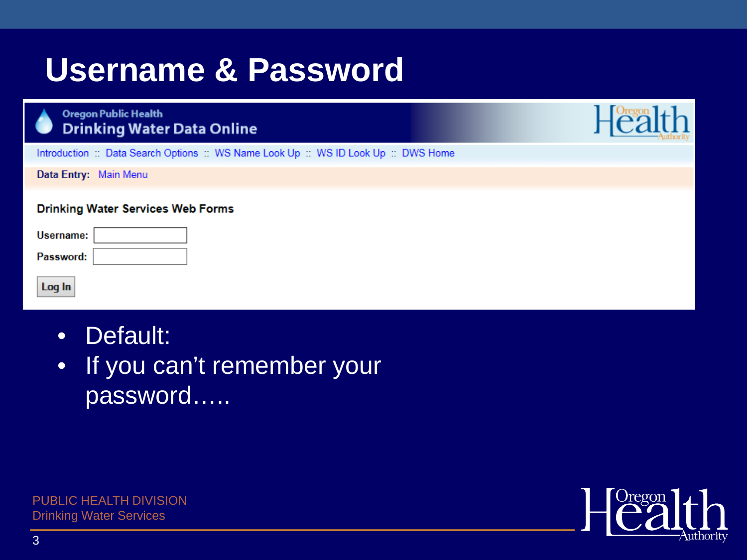# Username & Password

Oregon Public Health
Drinking Water Data Online

Introduction :: Data Search Options :: WS Name Look Up :: WS ID Look Up :: DWS Home

**Data Entry:** Main Menu

**Drinking Water Services Web Forms**

**Username:**

**Password:**

Log In

- Default:
- If you can’t remember your password…..

PUBLIC HEALTH DIVISION
Drinking Water Services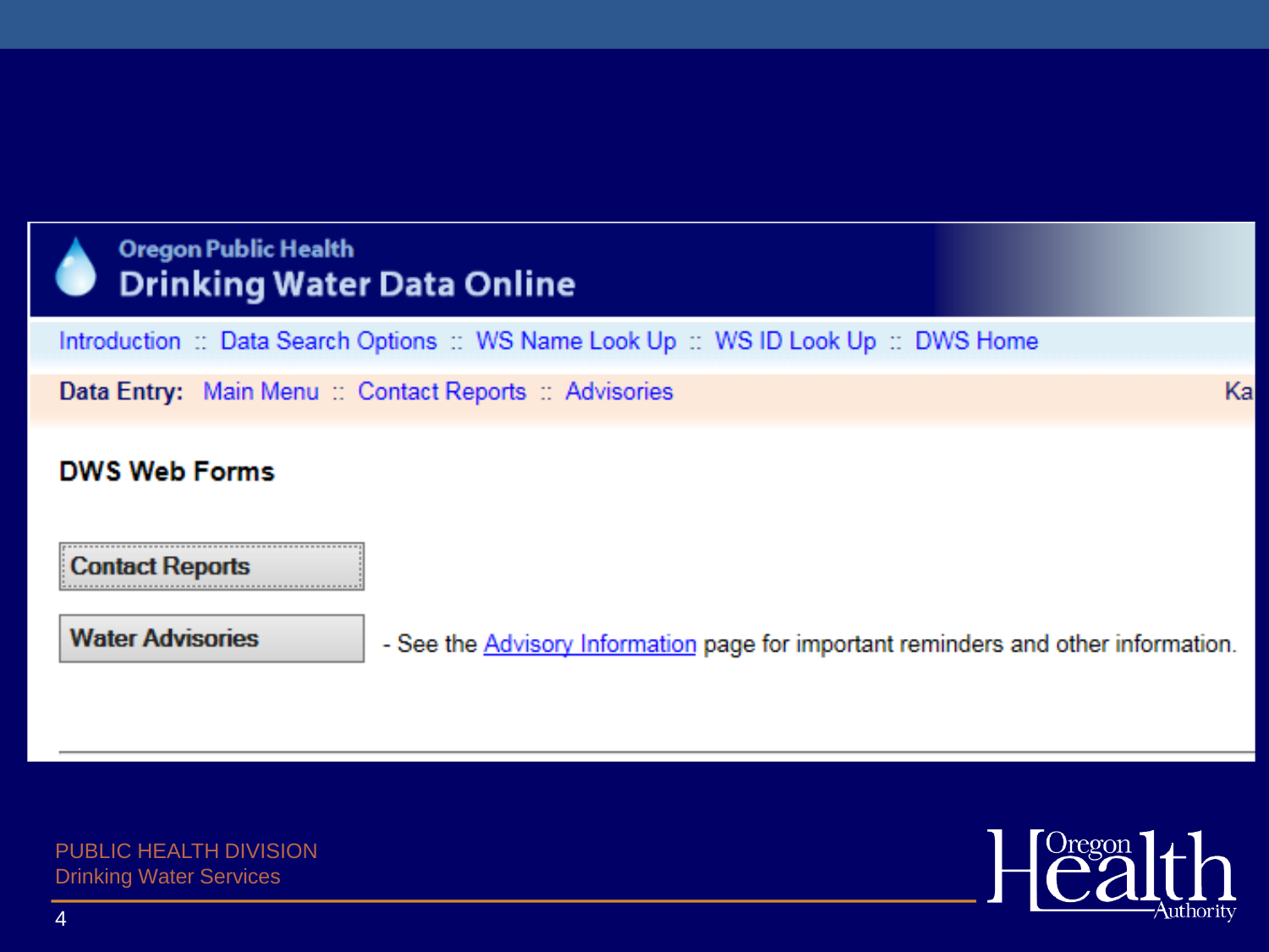Oregon Public Health

# Drinking Water Data Online

Introduction :: Data Search Options :: WS Name Look Up :: WS ID Look Up :: DWS Home

**Data Entry:** Main Menu :: Contact Reports :: Advisories Ka

## DWS Web Forms

Contact Reports

Water Advisories - See the Advisory Information page for important reminders and other information.

PUBLIC HEALTH DIVISION
Drinking Water Services

Oregon Health Authority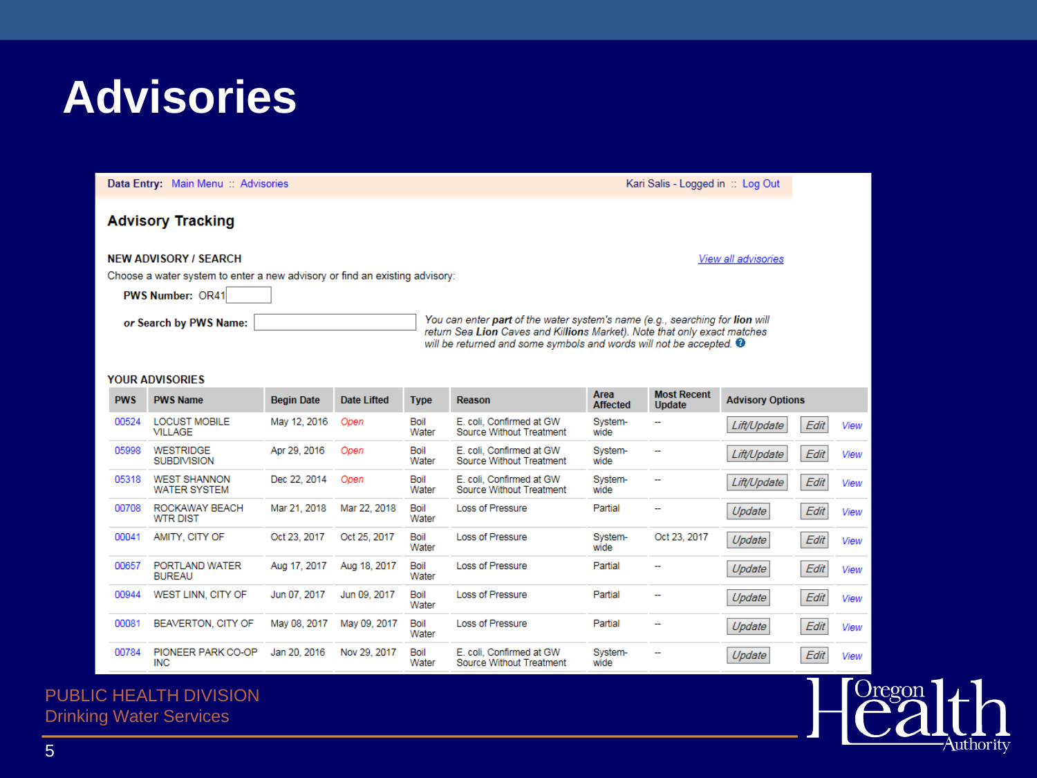# Advisories

Data Entry: Main Menu :: Advisories　　　　Kari Salis - Logged in :: Log Out

## Advisory Tracking

**NEW ADVISORY / SEARCH**　　　　View all advisories

Choose a water system to enter a new advisory or find an existing advisory:

**PWS Number:** OR41

***or* Search by PWS Name:**

*You can enter **part** of the water system's name (e.g., searching for **lion** will return Sea **Lion** Caves and Kil**lions** Market). Note that only exact matches will be returned and some symbols and words will not be accepted.*

**YOUR ADVISORIES**

| PWS | PWS Name | Begin Date | Date Lifted | Type | Reason | Area Affected | Most Recent Update | Advisory Options | | |
|---|---|---|---|---|---|---|---|---|---|---|
| 00524 | LOCUST MOBILE VILLAGE | May 12, 2016 | Open | Boil Water | E. coli, Confirmed at GW Source Without Treatment | System-wide | -- | Lift/Update | Edit | View |
| 05998 | WESTRIDGE SUBDIVISION | Apr 29, 2016 | Open | Boil Water | E. coli, Confirmed at GW Source Without Treatment | System-wide | -- | Lift/Update | Edit | View |
| 05318 | WEST SHANNON WATER SYSTEM | Dec 22, 2014 | Open | Boil Water | E. coli, Confirmed at GW Source Without Treatment | System-wide | -- | Lift/Update | Edit | View |
| 00708 | ROCKAWAY BEACH WTR DIST | Mar 21, 2018 | Mar 22, 2018 | Boil Water | Loss of Pressure | Partial | -- | Update | Edit | View |
| 00041 | AMITY, CITY OF | Oct 23, 2017 | Oct 25, 2017 | Boil Water | Loss of Pressure | System-wide | Oct 23, 2017 | Update | Edit | View |
| 00657 | PORTLAND WATER BUREAU | Aug 17, 2017 | Aug 18, 2017 | Boil Water | Loss of Pressure | Partial | -- | Update | Edit | View |
| 00944 | WEST LINN, CITY OF | Jun 07, 2017 | Jun 09, 2017 | Boil Water | Loss of Pressure | Partial | -- | Update | Edit | View |
| 00081 | BEAVERTON, CITY OF | May 08, 2017 | May 09, 2017 | Boil Water | Loss of Pressure | Partial | -- | Update | Edit | View |
| 00784 | PIONEER PARK CO-OP INC | Jan 20, 2016 | Nov 29, 2017 | Boil Water | E. coli, Confirmed at GW Source Without Treatment | System-wide | -- | Update | Edit | View |

PUBLIC HEALTH DIVISION
Drinking Water Services

Oregon Health Authority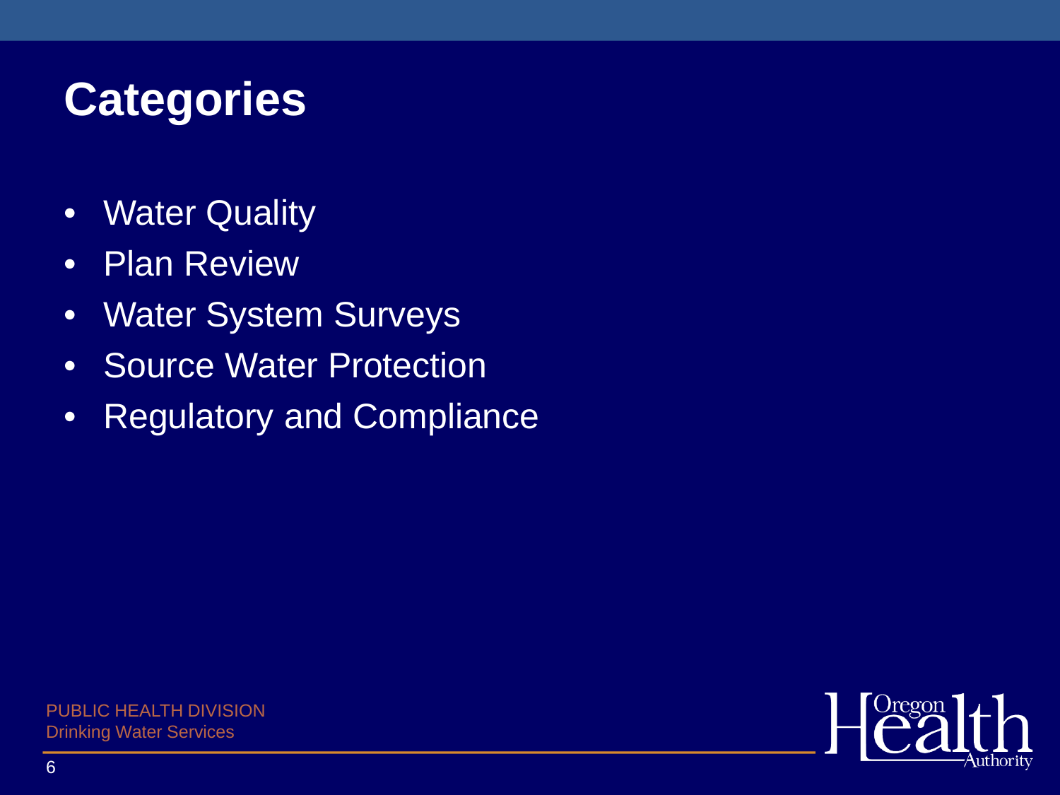# Categories

- Water Quality
- Plan Review
- Water System Surveys
- Source Water Protection
- Regulatory and Compliance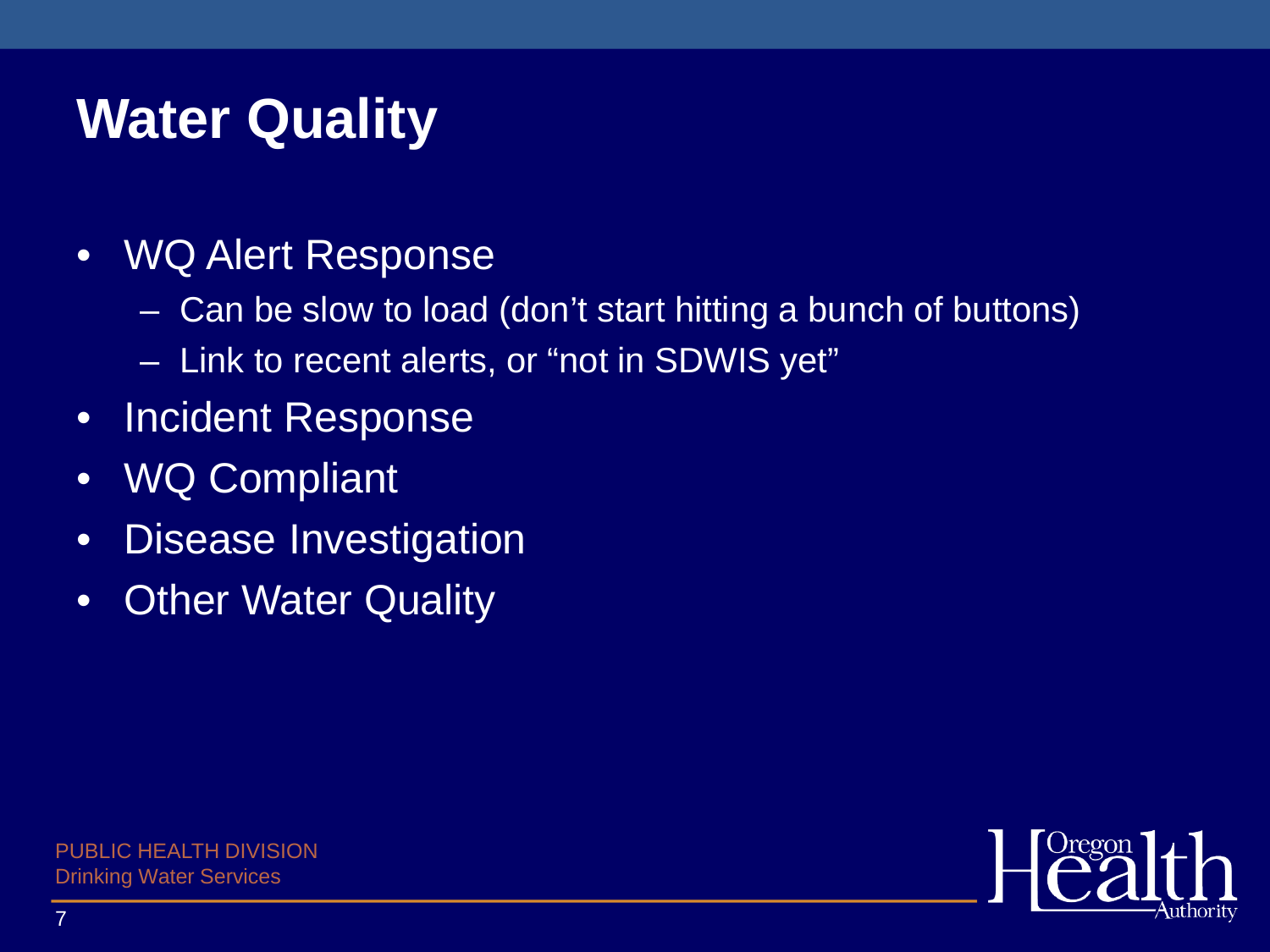# Water Quality

- WQ Alert Response
  - Can be slow to load (don't start hitting a bunch of buttons)
  - Link to recent alerts, or "not in SDWIS yet"
- Incident Response
- WQ Compliant
- Disease Investigation
- Other Water Quality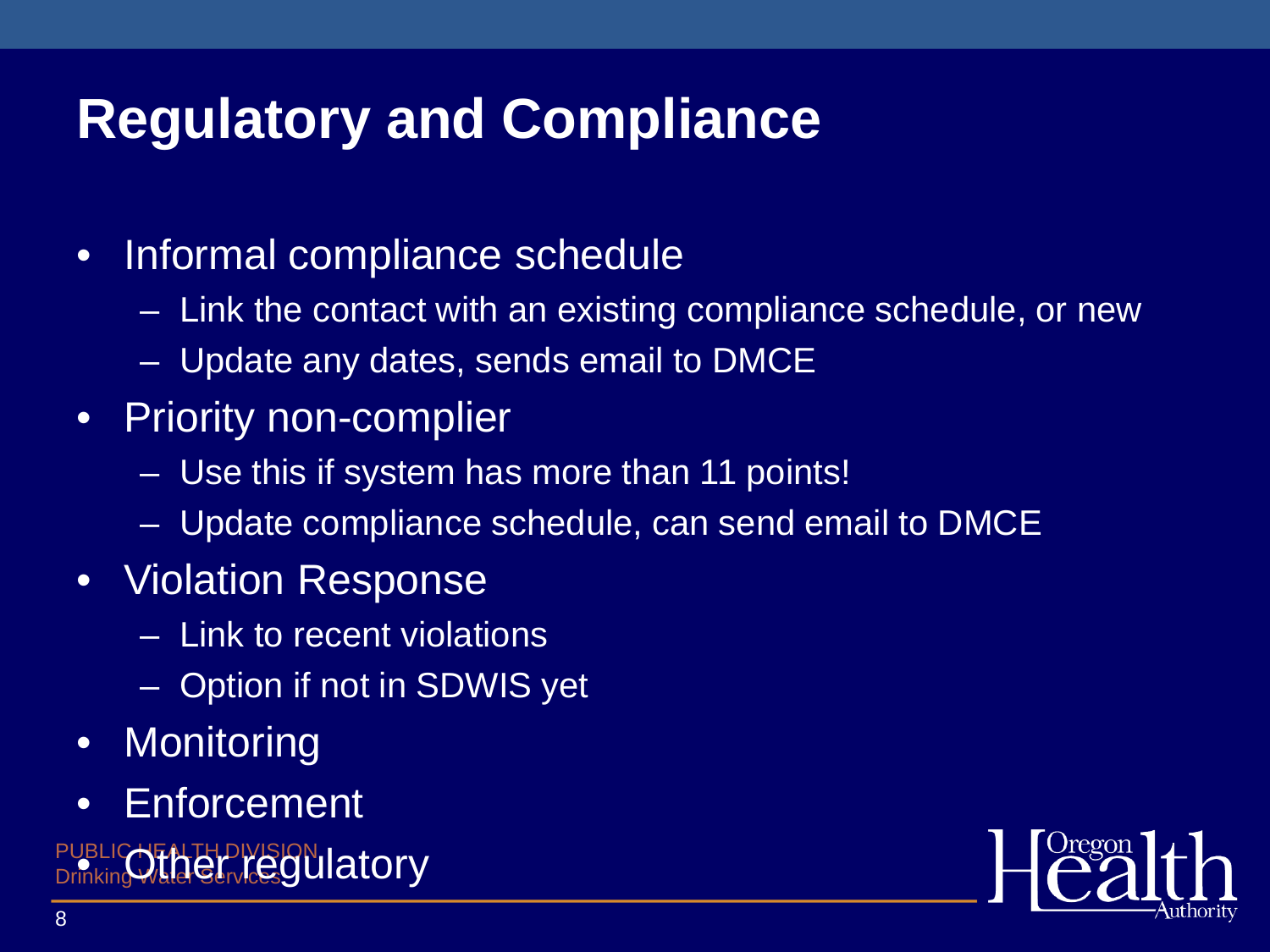# Regulatory and Compliance

- Informal compliance schedule
  - Link the contact with an existing compliance schedule, or new
  - Update any dates, sends email to DMCE
- Priority non-complier
  - Use this if system has more than 11 points!
  - Update compliance schedule, can send email to DMCE
- Violation Response
  - Link to recent violations
  - Option if not in SDWIS yet
- Monitoring
- Enforcement
- Other regulatory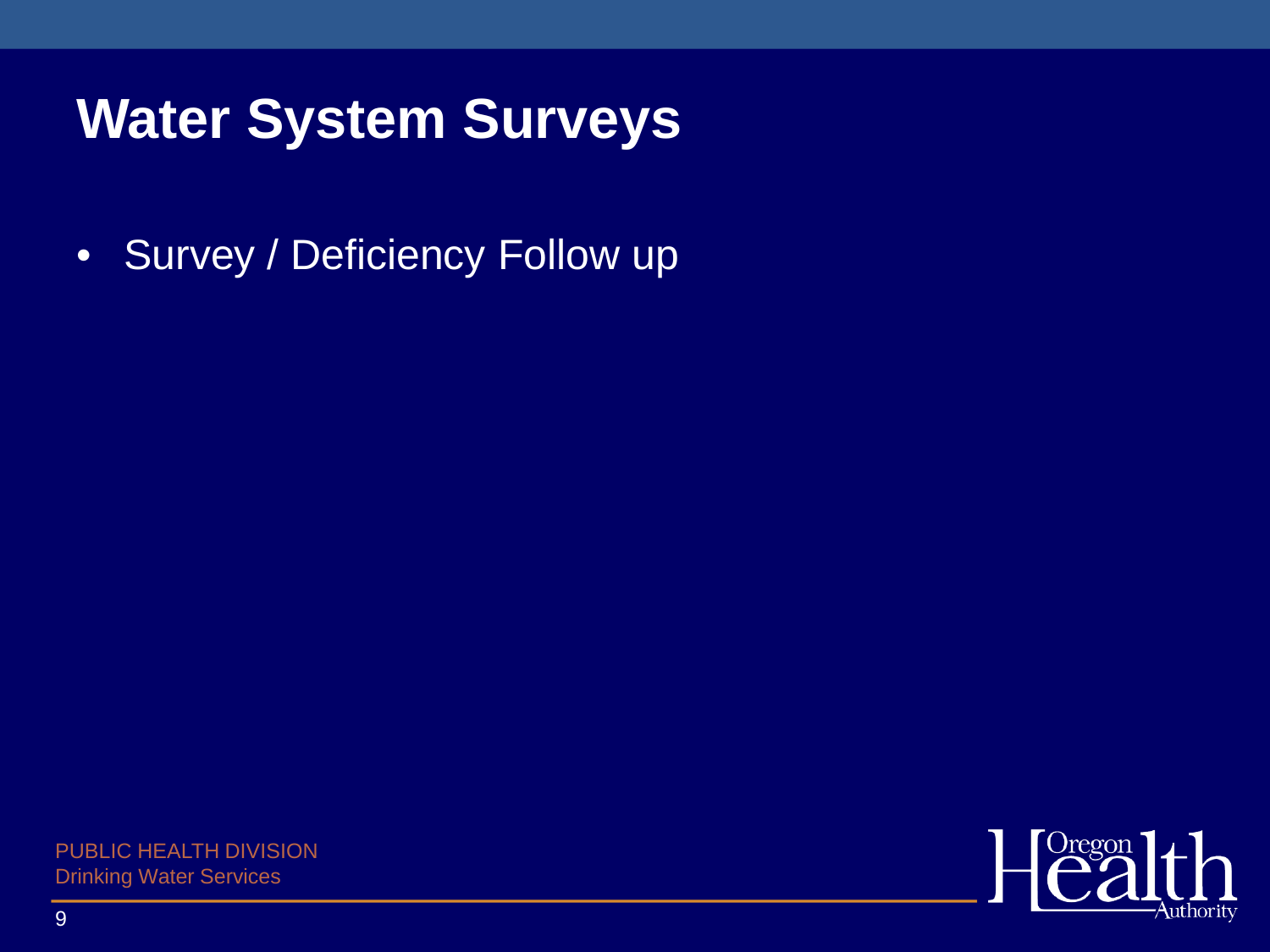# Water System Surveys

- Survey / Deficiency Follow up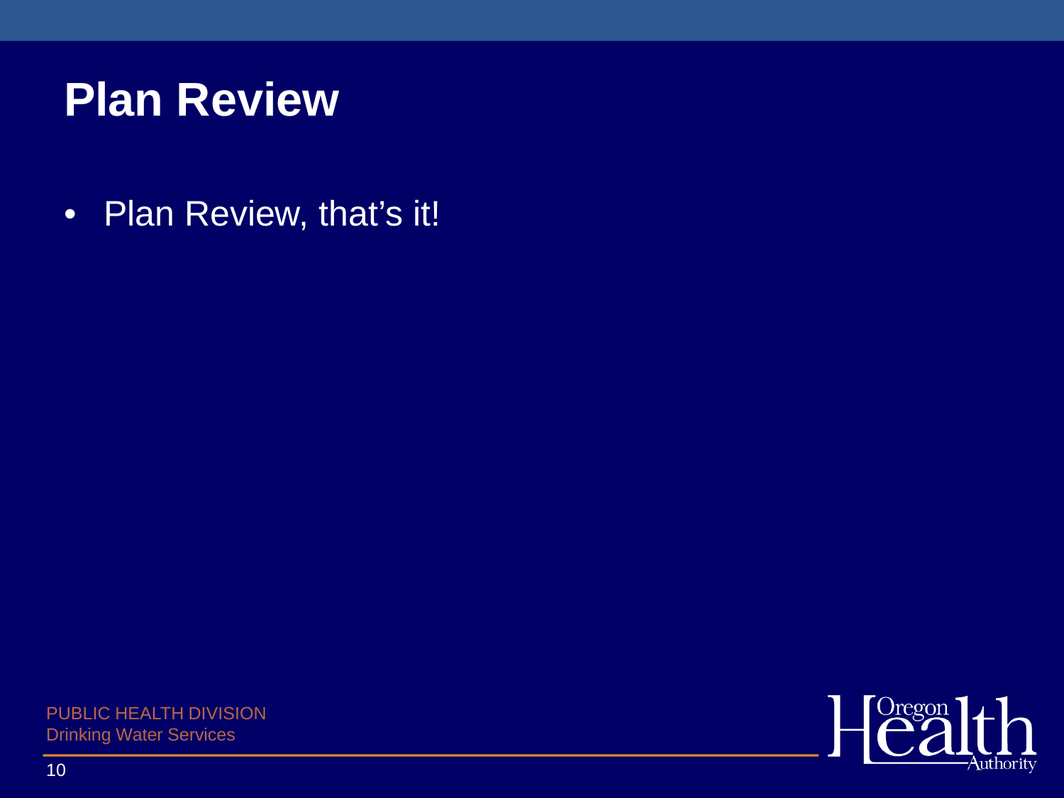# Plan Review

- Plan Review, that's it!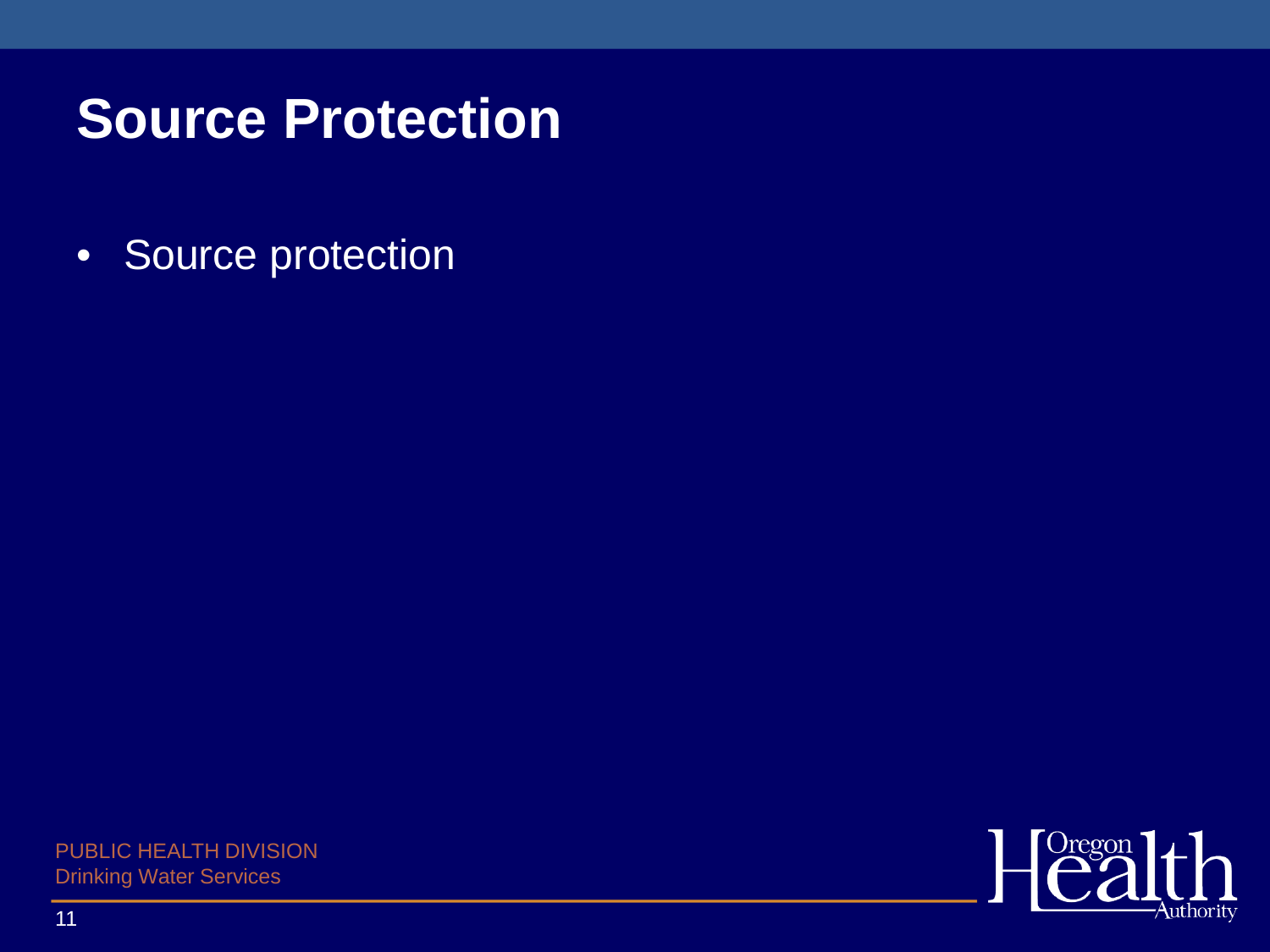# Source Protection

- Source protection